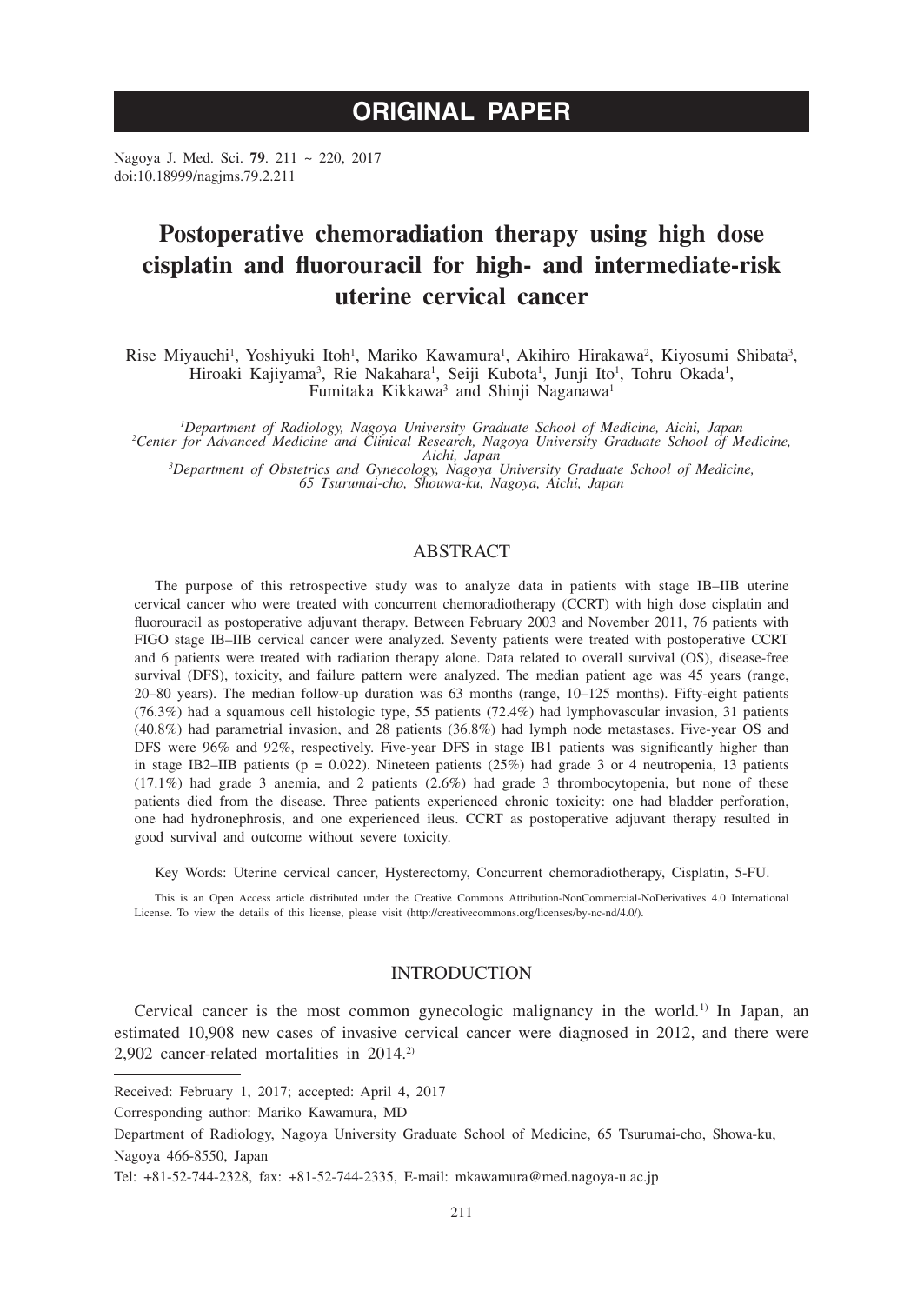# ORIGINAL PAPER

Nagoya J. Med. Sci. **79**. 211 ~ 220, 2017
doi:10.18999/nagjms.79.2.211

# Postoperative chemoradiation therapy using high dose cisplatin and fluorouracil for high- and intermediate-risk uterine cervical cancer

Rise Miyauchi[1], Yoshiyuki Itoh[1], Mariko Kawamura[1], Akihiro Hirakawa[2], Kiyosumi Shibata[3], Hiroaki Kajiyama[3], Rie Nakahara[1], Seiji Kubota[1], Junji Ito[1], Tohru Okada[1], Fumitaka Kikkawa[3] and Shinji Naganawa[1]

[1]*Department of Radiology, Nagoya University Graduate School of Medicine, Aichi, Japan*
[2]*Center for Advanced Medicine and Clinical Research, Nagoya University Graduate School of Medicine, Aichi, Japan*
[3]*Department of Obstetrics and Gynecology, Nagoya University Graduate School of Medicine, 65 Tsurumai-cho, Shouwa-ku, Nagoya, Aichi, Japan*

## ABSTRACT

The purpose of this retrospective study was to analyze data in patients with stage IB–IIB uterine cervical cancer who were treated with concurrent chemoradiotherapy (CCRT) with high dose cisplatin and fluorouracil as postoperative adjuvant therapy. Between February 2003 and November 2011, 76 patients with FIGO stage IB–IIB cervical cancer were analyzed. Seventy patients were treated with postoperative CCRT and 6 patients were treated with radiation therapy alone. Data related to overall survival (OS), disease-free survival (DFS), toxicity, and failure pattern were analyzed. The median patient age was 45 years (range, 20–80 years). The median follow-up duration was 63 months (range, 10–125 months). Fifty-eight patients (76.3%) had a squamous cell histologic type, 55 patients (72.4%) had lymphovascular invasion, 31 patients (40.8%) had parametrial invasion, and 28 patients (36.8%) had lymph node metastases. Five-year OS and DFS were 96% and 92%, respectively. Five-year DFS in stage IB1 patients was significantly higher than in stage IB2–IIB patients ($p = 0.022$). Nineteen patients (25%) had grade 3 or 4 neutropenia, 13 patients (17.1%) had grade 3 anemia, and 2 patients (2.6%) had grade 3 thrombocytopenia, but none of these patients died from the disease. Three patients experienced chronic toxicity: one had bladder perforation, one had hydronephrosis, and one experienced ileus. CCRT as postoperative adjuvant therapy resulted in good survival and outcome without severe toxicity.

Key Words: Uterine cervical cancer, Hysterectomy, Concurrent chemoradiotherapy, Cisplatin, 5-FU.

This is an Open Access article distributed under the Creative Commons Attribution-NonCommercial-NoDerivatives 4.0 International License. To view the details of this license, please visit (http://creativecommons.org/licenses/by-nc-nd/4.0/).

## INTRODUCTION

Cervical cancer is the most common gynecologic malignancy in the world.[1)] In Japan, an estimated 10,908 new cases of invasive cervical cancer were diagnosed in 2012, and there were 2,902 cancer-related mortalities in 2014.[2)]

---

Received: February 1, 2017; accepted: April 4, 2017

Corresponding author: Mariko Kawamura, MD

Department of Radiology, Nagoya University Graduate School of Medicine, 65 Tsurumai-cho, Showa-ku, Nagoya 466-8550, Japan

Tel: +81-52-744-2328, fax: +81-52-744-2335, E-mail: mkawamura@med.nagoya-u.ac.jp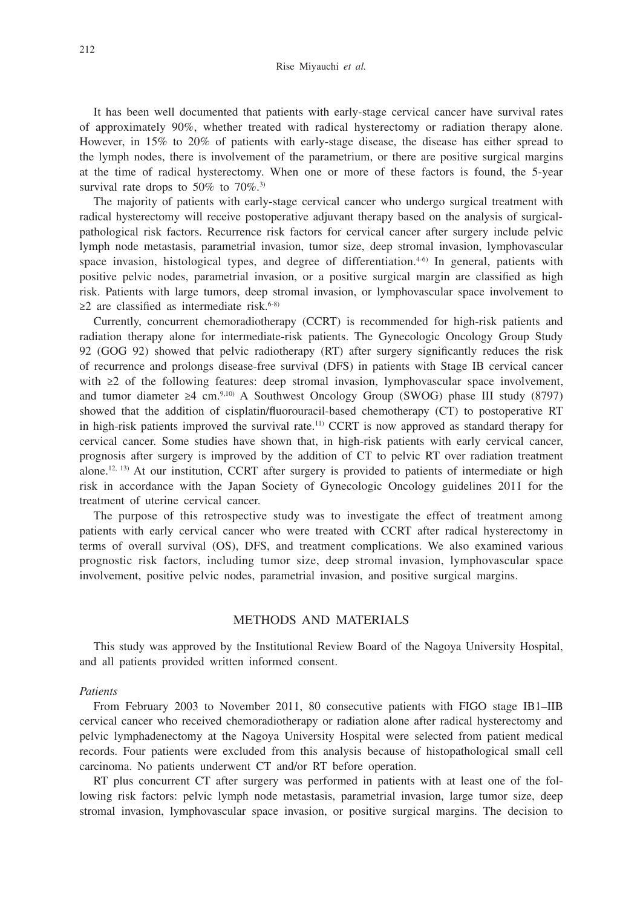It has been well documented that patients with early-stage cervical cancer have survival rates of approximately 90%, whether treated with radical hysterectomy or radiation therapy alone. However, in 15% to 20% of patients with early-stage disease, the disease has either spread to the lymph nodes, there is involvement of the parametrium, or there are positive surgical margins at the time of radical hysterectomy. When one or more of these factors is found, the 5-year survival rate drops to 50% to 70%.[3)]

The majority of patients with early-stage cervical cancer who undergo surgical treatment with radical hysterectomy will receive postoperative adjuvant therapy based on the analysis of surgical-pathological risk factors. Recurrence risk factors for cervical cancer after surgery include pelvic lymph node metastasis, parametrial invasion, tumor size, deep stromal invasion, lymphovascular space invasion, histological types, and degree of differentiation.[4-6)] In general, patients with positive pelvic nodes, parametrial invasion, or a positive surgical margin are classified as high risk. Patients with large tumors, deep stromal invasion, or lymphovascular space involvement to ≥2 are classified as intermediate risk.[6-8)]

Currently, concurrent chemoradiotherapy (CCRT) is recommended for high-risk patients and radiation therapy alone for intermediate-risk patients. The Gynecologic Oncology Group Study 92 (GOG 92) showed that pelvic radiotherapy (RT) after surgery significantly reduces the risk of recurrence and prolongs disease-free survival (DFS) in patients with Stage IB cervical cancer with ≥2 of the following features: deep stromal invasion, lymphovascular space involvement, and tumor diameter ≥4 cm.[9,10)] A Southwest Oncology Group (SWOG) phase III study (8797) showed that the addition of cisplatin/fluorouracil-based chemotherapy (CT) to postoperative RT in high-risk patients improved the survival rate.[11)] CCRT is now approved as standard therapy for cervical cancer. Some studies have shown that, in high-risk patients with early cervical cancer, prognosis after surgery is improved by the addition of CT to pelvic RT over radiation treatment alone.[12, 13)] At our institution, CCRT after surgery is provided to patients of intermediate or high risk in accordance with the Japan Society of Gynecologic Oncology guidelines 2011 for the treatment of uterine cervical cancer.

The purpose of this retrospective study was to investigate the effect of treatment among patients with early cervical cancer who were treated with CCRT after radical hysterectomy in terms of overall survival (OS), DFS, and treatment complications. We also examined various prognostic risk factors, including tumor size, deep stromal invasion, lymphovascular space involvement, positive pelvic nodes, parametrial invasion, and positive surgical margins.

## METHODS AND MATERIALS

This study was approved by the Institutional Review Board of the Nagoya University Hospital, and all patients provided written informed consent.

*Patients*

From February 2003 to November 2011, 80 consecutive patients with FIGO stage IB1–IIB cervical cancer who received chemoradiotherapy or radiation alone after radical hysterectomy and pelvic lymphadenectomy at the Nagoya University Hospital were selected from patient medical records. Four patients were excluded from this analysis because of histopathological small cell carcinoma. No patients underwent CT and/or RT before operation.

RT plus concurrent CT after surgery was performed in patients with at least one of the following risk factors: pelvic lymph node metastasis, parametrial invasion, large tumor size, deep stromal invasion, lymphovascular space invasion, or positive surgical margins. The decision to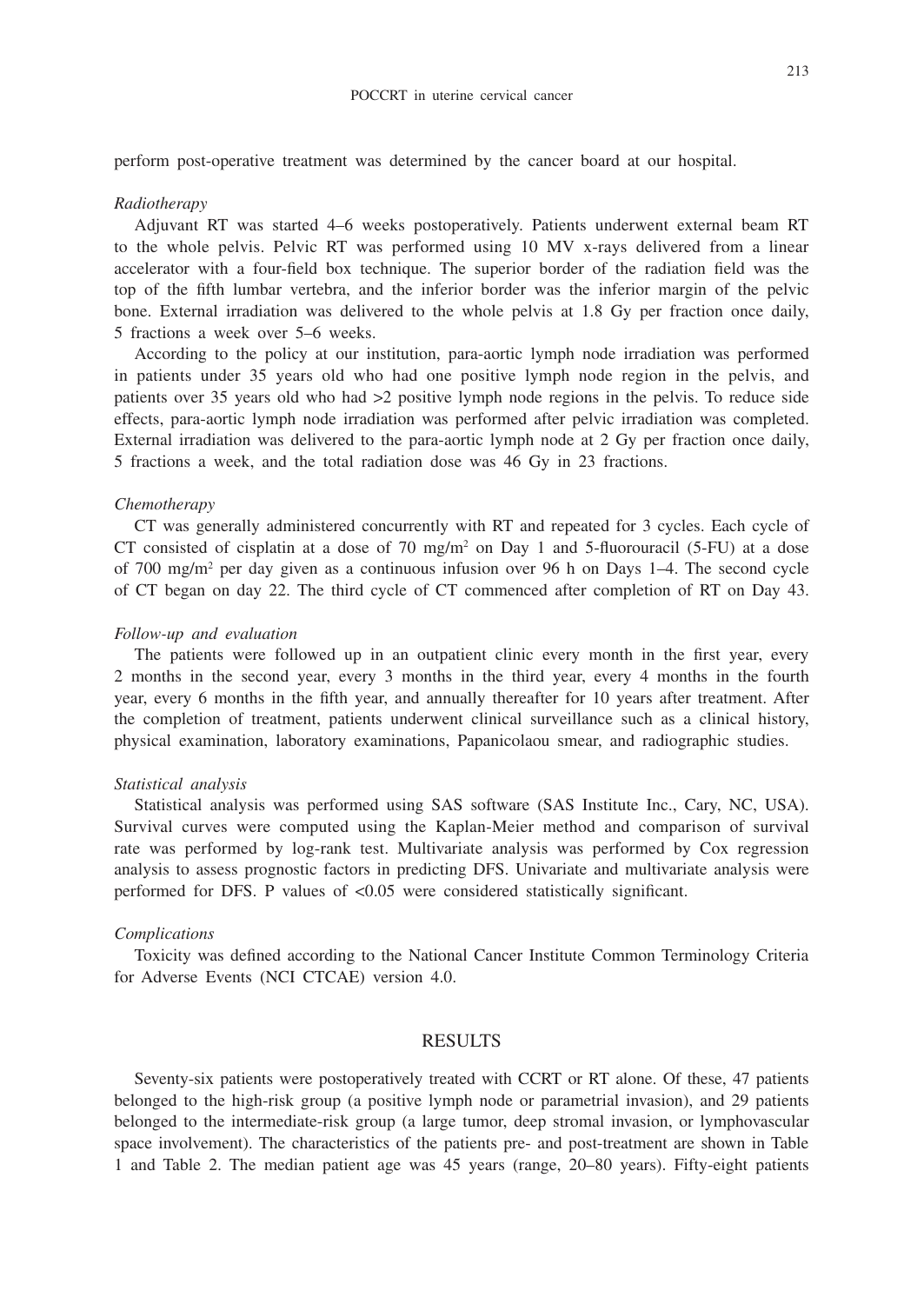perform post-operative treatment was determined by the cancer board at our hospital.

*Radiotherapy*

Adjuvant RT was started 4–6 weeks postoperatively. Patients underwent external beam RT to the whole pelvis. Pelvic RT was performed using 10 MV x-rays delivered from a linear accelerator with a four-field box technique. The superior border of the radiation field was the top of the fifth lumbar vertebra, and the inferior border was the inferior margin of the pelvic bone. External irradiation was delivered to the whole pelvis at 1.8 Gy per fraction once daily, 5 fractions a week over 5–6 weeks.

According to the policy at our institution, para-aortic lymph node irradiation was performed in patients under 35 years old who had one positive lymph node region in the pelvis, and patients over 35 years old who had >2 positive lymph node regions in the pelvis. To reduce side effects, para-aortic lymph node irradiation was performed after pelvic irradiation was completed. External irradiation was delivered to the para-aortic lymph node at 2 Gy per fraction once daily, 5 fractions a week, and the total radiation dose was 46 Gy in 23 fractions.

*Chemotherapy*

CT was generally administered concurrently with RT and repeated for 3 cycles. Each cycle of CT consisted of cisplatin at a dose of 70 $mg/m^2$ on Day 1 and 5-fluorouracil (5-FU) at a dose of 700 $mg/m^2$ per day given as a continuous infusion over 96 h on Days 1–4. The second cycle of CT began on day 22. The third cycle of CT commenced after completion of RT on Day 43.

*Follow-up and evaluation*

The patients were followed up in an outpatient clinic every month in the first year, every 2 months in the second year, every 3 months in the third year, every 4 months in the fourth year, every 6 months in the fifth year, and annually thereafter for 10 years after treatment. After the completion of treatment, patients underwent clinical surveillance such as a clinical history, physical examination, laboratory examinations, Papanicolaou smear, and radiographic studies.

*Statistical analysis*

Statistical analysis was performed using SAS software (SAS Institute Inc., Cary, NC, USA). Survival curves were computed using the Kaplan-Meier method and comparison of survival rate was performed by log-rank test. Multivariate analysis was performed by Cox regression analysis to assess prognostic factors in predicting DFS. Univariate and multivariate analysis were performed for DFS. P values of <0.05 were considered statistically significant.

*Complications*

Toxicity was defined according to the National Cancer Institute Common Terminology Criteria for Adverse Events (NCI CTCAE) version 4.0.

## RESULTS

Seventy-six patients were postoperatively treated with CCRT or RT alone. Of these, 47 patients belonged to the high-risk group (a positive lymph node or parametrial invasion), and 29 patients belonged to the intermediate-risk group (a large tumor, deep stromal invasion, or lymphovascular space involvement). The characteristics of the patients pre- and post-treatment are shown in Table 1 and Table 2. The median patient age was 45 years (range, 20–80 years). Fifty-eight patients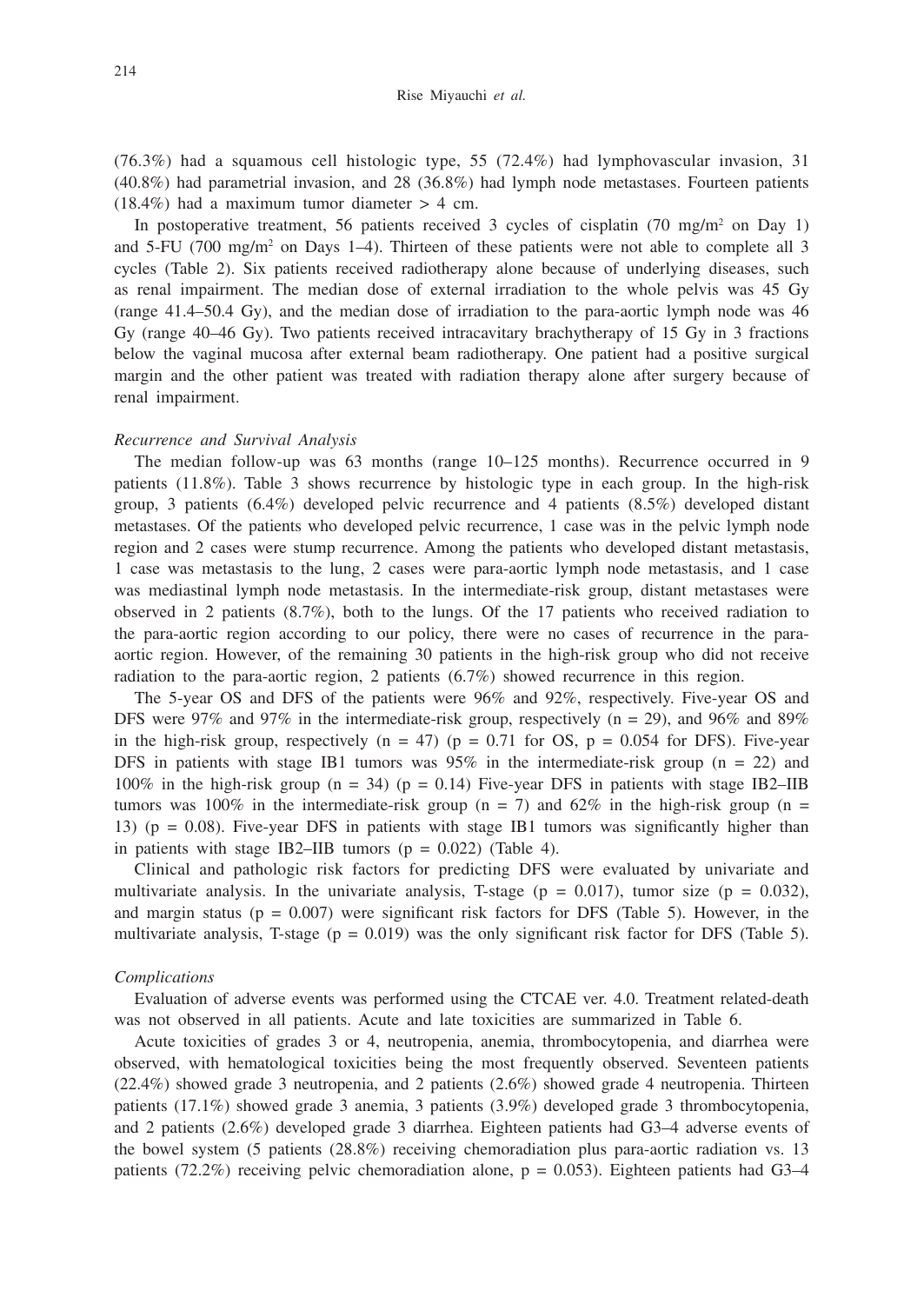(76.3%) had a squamous cell histologic type, 55 (72.4%) had lymphovascular invasion, 31 (40.8%) had parametrial invasion, and 28 (36.8%) had lymph node metastases. Fourteen patients (18.4%) had a maximum tumor diameter > 4 cm.

In postoperative treatment, 56 patients received 3 cycles of cisplatin (70 mg/m$^2$ on Day 1) and 5-FU (700 mg/m$^2$ on Days 1–4). Thirteen of these patients were not able to complete all 3 cycles (Table 2). Six patients received radiotherapy alone because of underlying diseases, such as renal impairment. The median dose of external irradiation to the whole pelvis was 45 Gy (range 41.4–50.4 Gy), and the median dose of irradiation to the para-aortic lymph node was 46 Gy (range 40–46 Gy). Two patients received intracavitary brachytherapy of 15 Gy in 3 fractions below the vaginal mucosa after external beam radiotherapy. One patient had a positive surgical margin and the other patient was treated with radiation therapy alone after surgery because of renal impairment.

### *Recurrence and Survival Analysis*

The median follow-up was 63 months (range 10–125 months). Recurrence occurred in 9 patients (11.8%). Table 3 shows recurrence by histologic type in each group. In the high-risk group, 3 patients (6.4%) developed pelvic recurrence and 4 patients (8.5%) developed distant metastases. Of the patients who developed pelvic recurrence, 1 case was in the pelvic lymph node region and 2 cases were stump recurrence. Among the patients who developed distant metastasis, 1 case was metastasis to the lung, 2 cases were para-aortic lymph node metastasis, and 1 case was mediastinal lymph node metastasis. In the intermediate-risk group, distant metastases were observed in 2 patients (8.7%), both to the lungs. Of the 17 patients who received radiation to the para-aortic region according to our policy, there were no cases of recurrence in the para-aortic region. However, of the remaining 30 patients in the high-risk group who did not receive radiation to the para-aortic region, 2 patients (6.7%) showed recurrence in this region.

The 5-year OS and DFS of the patients were 96% and 92%, respectively. Five-year OS and DFS were 97% and 97% in the intermediate-risk group, respectively ($n = 29$), and 96% and 89% in the high-risk group, respectively ($n = 47$) ($p = 0.71$ for OS, $p = 0.054$ for DFS). Five-year DFS in patients with stage IB1 tumors was 95% in the intermediate-risk group ($n = 22$) and 100% in the high-risk group ($n = 34$) ($p = 0.14$) Five-year DFS in patients with stage IB2–IIB tumors was 100% in the intermediate-risk group ($n = 7$) and 62% in the high-risk group ($n = 13$) ($p = 0.08$). Five-year DFS in patients with stage IB1 tumors was significantly higher than in patients with stage IB2–IIB tumors ($p = 0.022$) (Table 4).

Clinical and pathologic risk factors for predicting DFS were evaluated by univariate and multivariate analysis. In the univariate analysis, T-stage ($p = 0.017$), tumor size ($p = 0.032$), and margin status ($p = 0.007$) were significant risk factors for DFS (Table 5). However, in the multivariate analysis, T-stage ($p = 0.019$) was the only significant risk factor for DFS (Table 5).

### *Complications*

Evaluation of adverse events was performed using the CTCAE ver. 4.0. Treatment related-death was not observed in all patients. Acute and late toxicities are summarized in Table 6.

Acute toxicities of grades 3 or 4, neutropenia, anemia, thrombocytopenia, and diarrhea were observed, with hematological toxicities being the most frequently observed. Seventeen patients (22.4%) showed grade 3 neutropenia, and 2 patients (2.6%) showed grade 4 neutropenia. Thirteen patients (17.1%) showed grade 3 anemia, 3 patients (3.9%) developed grade 3 thrombocytopenia, and 2 patients (2.6%) developed grade 3 diarrhea. Eighteen patients had G3–4 adverse events of the bowel system (5 patients (28.8%) receiving chemoradiation plus para-aortic radiation vs. 13 patients (72.2%) receiving pelvic chemoradiation alone, $p = 0.053$). Eighteen patients had G3–4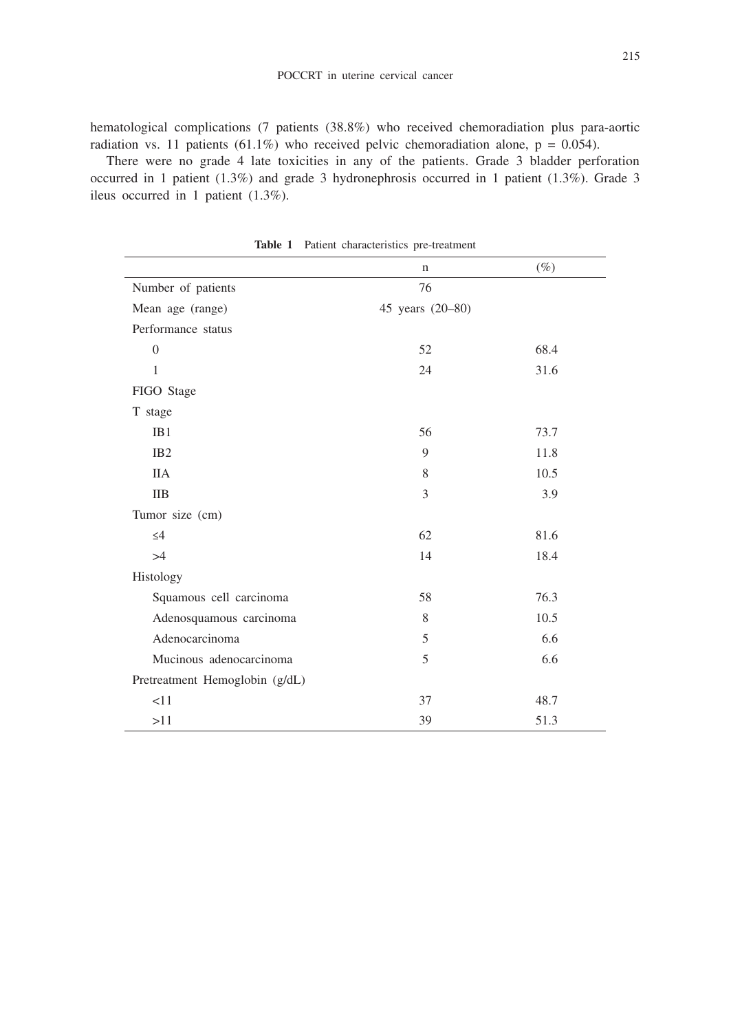hematological complications (7 patients (38.8%) who received chemoradiation plus para-aortic radiation vs. 11 patients (61.1%) who received pelvic chemoradiation alone, $p = 0.054$).

There were no grade 4 late toxicities in any of the patients. Grade 3 bladder perforation occurred in 1 patient (1.3%) and grade 3 hydronephrosis occurred in 1 patient (1.3%). Grade 3 ileus occurred in 1 patient (1.3%).

**Table 1** Patient characteristics pre-treatment

| | n | (%) |
|---|---|---|
| Number of patients | 76 | |
| Mean age (range) | 45 years (20–80) | |
| Performance status | | |
| 0 | 52 | 68.4 |
| 1 | 24 | 31.6 |
| FIGO Stage | | |
| T stage | | |
| IB1 | 56 | 73.7 |
| IB2 | 9 | 11.8 |
| IIA | 8 | 10.5 |
| IIB | 3 | 3.9 |
| Tumor size (cm) | | |
| ≤4 | 62 | 81.6 |
| >4 | 14 | 18.4 |
| Histology | | |
| Squamous cell carcinoma | 58 | 76.3 |
| Adenosquamous carcinoma | 8 | 10.5 |
| Adenocarcinoma | 5 | 6.6 |
| Mucinous adenocarcinoma | 5 | 6.6 |
| Pretreatment Hemoglobin (g/dL) | | |
| <11 | 37 | 48.7 |
| >11 | 39 | 51.3 |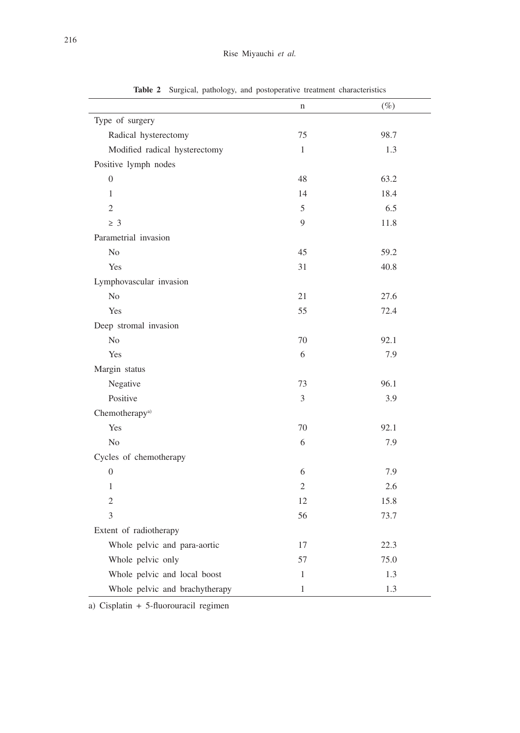**Table 2** Surgical, pathology, and postoperative treatment characteristics

| | n | (%) |
|---|---|---|
| Type of surgery | | |
| Radical hysterectomy | 75 | 98.7 |
| Modified radical hysterectomy | 1 | 1.3 |
| Positive lymph nodes | | |
| 0 | 48 | 63.2 |
| 1 | 14 | 18.4 |
| 2 | 5 | 6.5 |
| ≥ 3 | 9 | 11.8 |
| Parametrial invasion | | |
| No | 45 | 59.2 |
| Yes | 31 | 40.8 |
| Lymphovascular invasion | | |
| No | 21 | 27.6 |
| Yes | 55 | 72.4 |
| Deep stromal invasion | | |
| No | 70 | 92.1 |
| Yes | 6 | 7.9 |
| Margin status | | |
| Negative | 73 | 96.1 |
| Positive | 3 | 3.9 |
| Chemotherapy[a)] | | |
| Yes | 70 | 92.1 |
| No | 6 | 7.9 |
| Cycles of chemotherapy | | |
| 0 | 6 | 7.9 |
| 1 | 2 | 2.6 |
| 2 | 12 | 15.8 |
| 3 | 56 | 73.7 |
| Extent of radiotherapy | | |
| Whole pelvic and para-aortic | 17 | 22.3 |
| Whole pelvic only | 57 | 75.0 |
| Whole pelvic and local boost | 1 | 1.3 |
| Whole pelvic and brachytherapy | 1 | 1.3 |

a) Cisplatin + 5-fluorouracil regimen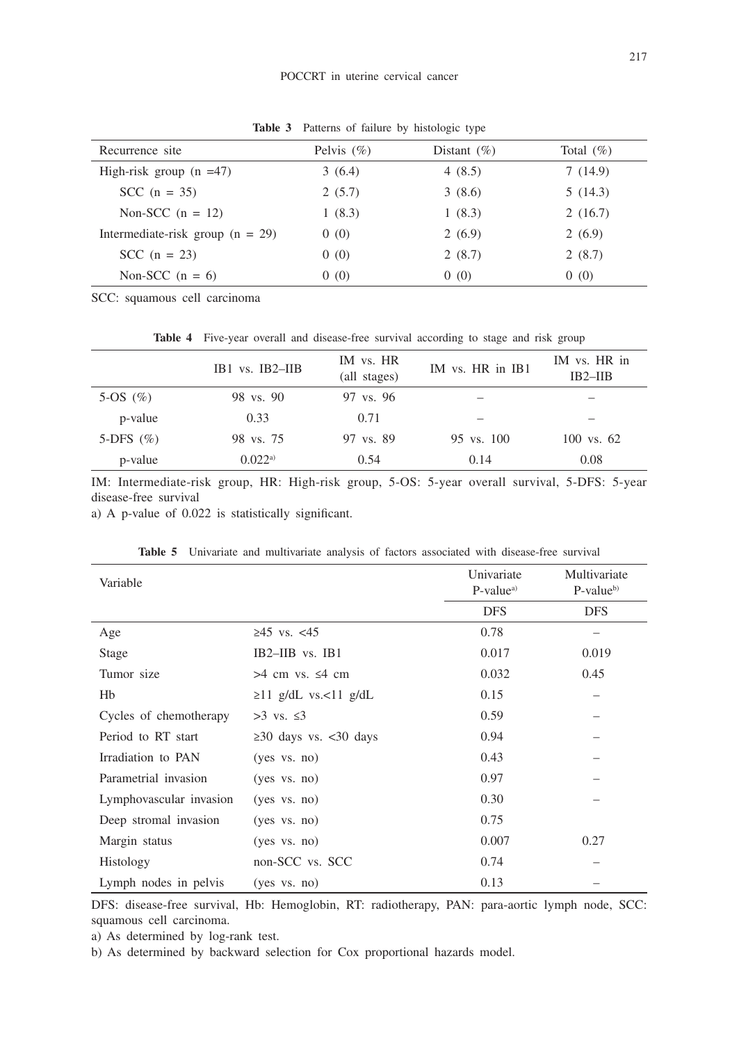**Table 3** Patterns of failure by histologic type

| Recurrence site | Pelvis (%) | Distant (%) | Total (%) |
|---|---|---|---|
| High-risk group (n =47) | 3 (6.4) | 4 (8.5) | 7 (14.9) |
| SCC (n = 35) | 2 (5.7) | 3 (8.6) | 5 (14.3) |
| Non-SCC (n = 12) | 1 (8.3) | 1 (8.3) | 2 (16.7) |
| Intermediate-risk group (n = 29) | 0 (0) | 2 (6.9) | 2 (6.9) |
| SCC (n = 23) | 0 (0) | 2 (8.7) | 2 (8.7) |
| Non-SCC (n = 6) | 0 (0) | 0 (0) | 0 (0) |

SCC: squamous cell carcinoma

**Table 4** Five-year overall and disease-free survival according to stage and risk group

| | IB1 vs. IB2–IIB | IM vs. HR (all stages) | IM vs. HR in IB1 | IM vs. HR in IB2–IIB |
|---|---|---|---|---|
| 5-OS (%) | 98 vs. 90 | 97 vs. 96 | – | – |
| p-value | 0.33 | 0.71 | – | – |
| 5-DFS (%) | 98 vs. 75 | 97 vs. 89 | 95 vs. 100 | 100 vs. 62 |
| p-value | 0.022[a)] | 0.54 | 0.14 | 0.08 |

IM: Intermediate-risk group, HR: High-risk group, 5-OS: 5-year overall survival, 5-DFS: 5-year disease-free survival

a) A p-value of 0.022 is statistically significant.

**Table 5** Univariate and multivariate analysis of factors associated with disease-free survival

| Variable | | Univariate P-value[a)] | Multivariate P-value[b)] |
|---|---|---|---|
| | | DFS | DFS |
| Age | ≥45 vs. <45 | 0.78 | – |
| Stage | IB2–IIB vs. IB1 | 0.017 | 0.019 |
| Tumor size | >4 cm vs. ≤4 cm | 0.032 | 0.45 |
| Hb | ≥11 g/dL vs.<11 g/dL | 0.15 | – |
| Cycles of chemotherapy | >3 vs. ≤3 | 0.59 | – |
| Period to RT start | ≥30 days vs. <30 days | 0.94 | – |
| Irradiation to PAN | (yes vs. no) | 0.43 | – |
| Parametrial invasion | (yes vs. no) | 0.97 | – |
| Lymphovascular invasion | (yes vs. no) | 0.30 | – |
| Deep stromal invasion | (yes vs. no) | 0.75 | |
| Margin status | (yes vs. no) | 0.007 | 0.27 |
| Histology | non-SCC vs. SCC | 0.74 | – |
| Lymph nodes in pelvis | (yes vs. no) | 0.13 | – |

DFS: disease-free survival, Hb: Hemoglobin, RT: radiotherapy, PAN: para-aortic lymph node, SCC: squamous cell carcinoma.

a) As determined by log-rank test.

b) As determined by backward selection for Cox proportional hazards model.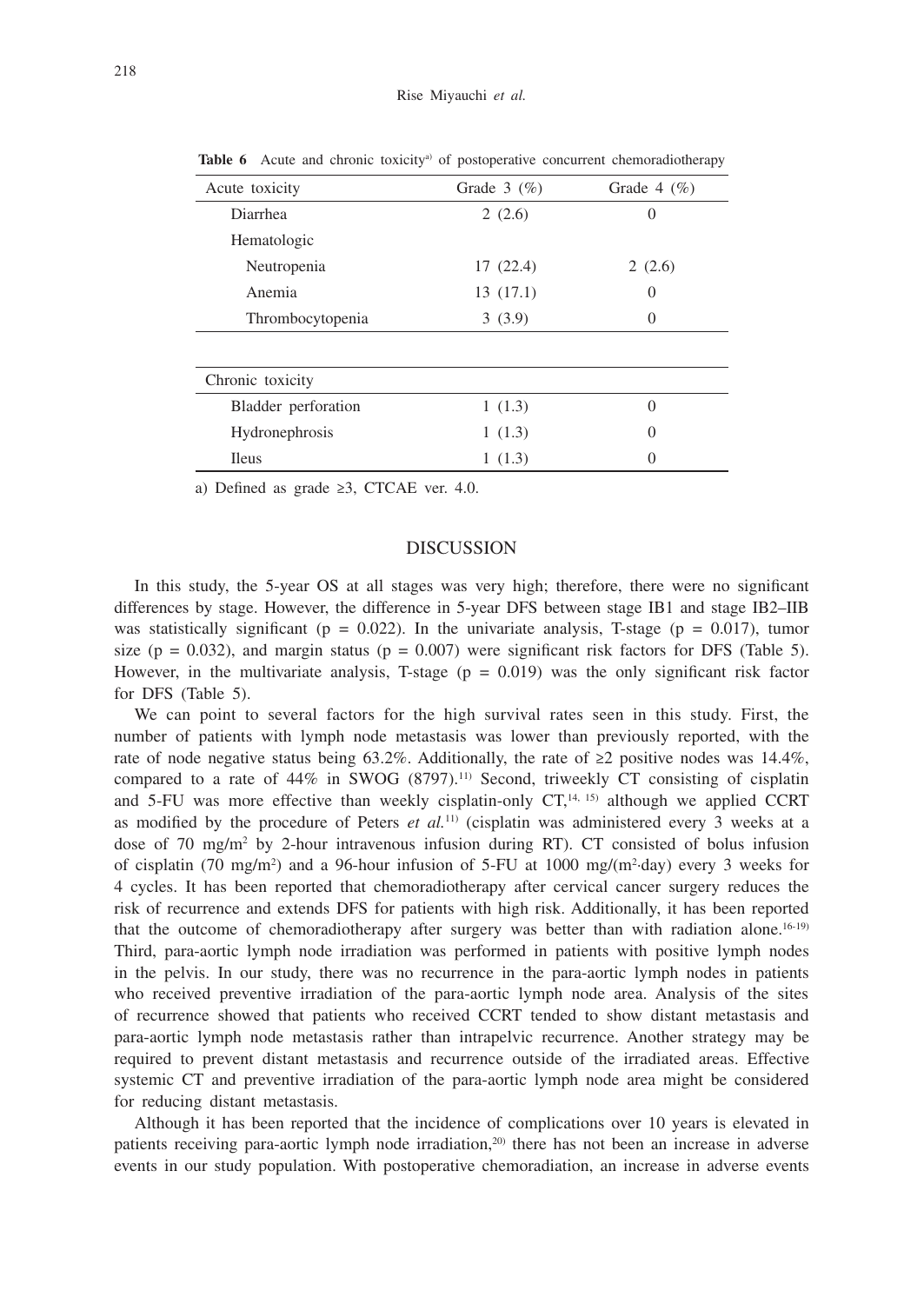**Table 6** Acute and chronic toxicity[a)] of postoperative concurrent chemoradiotherapy

| Acute toxicity | Grade 3 (%) | Grade 4 (%) |
|---|---|---|
| Diarrhea | 2 (2.6) | 0 |
| Hematologic | | |
| Neutropenia | 17 (22.4) | 2 (2.6) |
| Anemia | 13 (17.1) | 0 |
| Thrombocytopenia | 3 (3.9) | 0 |
| **Chronic toxicity** | | |
| Bladder perforation | 1 (1.3) | 0 |
| Hydronephrosis | 1 (1.3) | 0 |
| Ileus | 1 (1.3) | 0 |

a) Defined as grade ≥3, CTCAE ver. 4.0.

## DISCUSSION

In this study, the 5-year OS at all stages was very high; therefore, there were no significant differences by stage. However, the difference in 5-year DFS between stage IB1 and stage IB2–IIB was statistically significant ($p = 0.022$). In the univariate analysis, T-stage ($p = 0.017$), tumor size ($p = 0.032$), and margin status ($p = 0.007$) were significant risk factors for DFS (Table 5). However, in the multivariate analysis, T-stage ($p = 0.019$) was the only significant risk factor for DFS (Table 5).

We can point to several factors for the high survival rates seen in this study. First, the number of patients with lymph node metastasis was lower than previously reported, with the rate of node negative status being 63.2%. Additionally, the rate of ≥2 positive nodes was 14.4%, compared to a rate of 44% in SWOG (8797).[11] Second, triweekly CT consisting of cisplatin and 5-FU was more effective than weekly cisplatin-only CT,[14, 15] although we applied CCRT as modified by the procedure of Peters *et al.*[11] (cisplatin was administered every 3 weeks at a dose of 70 mg/m$^2$ by 2-hour intravenous infusion during RT). CT consisted of bolus infusion of cisplatin (70 mg/m$^2$) and a 96-hour infusion of 5-FU at 1000 mg/(m$^2$·day) every 3 weeks for 4 cycles. It has been reported that chemoradiotherapy after cervical cancer surgery reduces the risk of recurrence and extends DFS for patients with high risk. Additionally, it has been reported that the outcome of chemoradiotherapy after surgery was better than with radiation alone.[16-19] Third, para-aortic lymph node irradiation was performed in patients with positive lymph nodes in the pelvis. In our study, there was no recurrence in the para-aortic lymph nodes in patients who received preventive irradiation of the para-aortic lymph node area. Analysis of the sites of recurrence showed that patients who received CCRT tended to show distant metastasis and para-aortic lymph node metastasis rather than intrapelvic recurrence. Another strategy may be required to prevent distant metastasis and recurrence outside of the irradiated areas. Effective systemic CT and preventive irradiation of the para-aortic lymph node area might be considered for reducing distant metastasis.

Although it has been reported that the incidence of complications over 10 years is elevated in patients receiving para-aortic lymph node irradiation,[20] there has not been an increase in adverse events in our study population. With postoperative chemoradiation, an increase in adverse events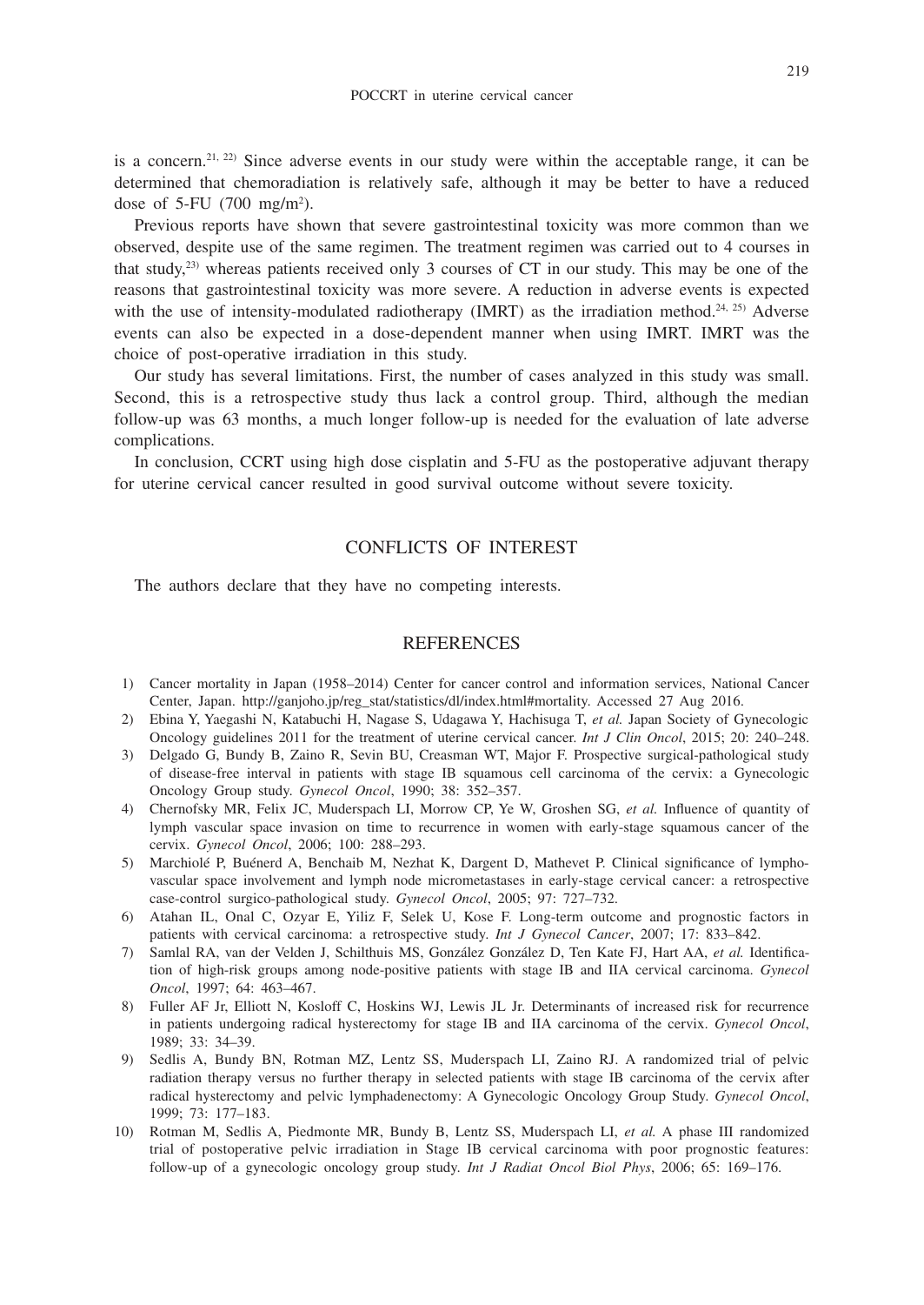is a concern.[21, 22] Since adverse events in our study were within the acceptable range, it can be determined that chemoradiation is relatively safe, although it may be better to have a reduced dose of 5-FU (700 mg/m$^2$).

Previous reports have shown that severe gastrointestinal toxicity was more common than we observed, despite use of the same regimen. The treatment regimen was carried out to 4 courses in that study,[23] whereas patients received only 3 courses of CT in our study. This may be one of the reasons that gastrointestinal toxicity was more severe. A reduction in adverse events is expected with the use of intensity-modulated radiotherapy (IMRT) as the irradiation method.[24, 25] Adverse events can also be expected in a dose-dependent manner when using IMRT. IMRT was the choice of post-operative irradiation in this study.

Our study has several limitations. First, the number of cases analyzed in this study was small. Second, this is a retrospective study thus lack a control group. Third, although the median follow-up was 63 months, a much longer follow-up is needed for the evaluation of late adverse complications.

In conclusion, CCRT using high dose cisplatin and 5-FU as the postoperative adjuvant therapy for uterine cervical cancer resulted in good survival outcome without severe toxicity.

## CONFLICTS OF INTEREST

The authors declare that they have no competing interests.

## REFERENCES

1) Cancer mortality in Japan (1958–2014) Center for cancer control and information services, National Cancer Center, Japan. http://ganjoho.jp/reg_stat/statistics/dl/index.html#mortality. Accessed 27 Aug 2016.
2) Ebina Y, Yaegashi N, Katabuchi H, Nagase S, Udagawa Y, Hachisuga T, *et al.* Japan Society of Gynecologic Oncology guidelines 2011 for the treatment of uterine cervical cancer. *Int J Clin Oncol*, 2015; 20: 240–248.
3) Delgado G, Bundy B, Zaino R, Sevin BU, Creasman WT, Major F. Prospective surgical-pathological study of disease-free interval in patients with stage IB squamous cell carcinoma of the cervix: a Gynecologic Oncology Group study. *Gynecol Oncol*, 1990; 38: 352–357.
4) Chernofsky MR, Felix JC, Muderspach LI, Morrow CP, Ye W, Groshen SG, *et al.* Influence of quantity of lymph vascular space invasion on time to recurrence in women with early-stage squamous cancer of the cervix. *Gynecol Oncol*, 2006; 100: 288–293.
5) Marchiolé P, Buénerd A, Benchaib M, Nezhat K, Dargent D, Mathevet P. Clinical significance of lympho-vascular space involvement and lymph node micrometastases in early-stage cervical cancer: a retrospective case-control surgico-pathological study. *Gynecol Oncol*, 2005; 97: 727–732.
6) Atahan IL, Onal C, Ozyar E, Yiliz F, Selek U, Kose F. Long-term outcome and prognostic factors in patients with cervical carcinoma: a retrospective study. *Int J Gynecol Cancer*, 2007; 17: 833–842.
7) Samlal RA, van der Velden J, Schilthuis MS, González González D, Ten Kate FJ, Hart AA, *et al.* Identification of high-risk groups among node-positive patients with stage IB and IIA cervical carcinoma. *Gynecol Oncol*, 1997; 64: 463–467.
8) Fuller AF Jr, Elliott N, Kosloff C, Hoskins WJ, Lewis JL Jr. Determinants of increased risk for recurrence in patients undergoing radical hysterectomy for stage IB and IIA carcinoma of the cervix. *Gynecol Oncol*, 1989; 33: 34–39.
9) Sedlis A, Bundy BN, Rotman MZ, Lentz SS, Muderspach LI, Zaino RJ. A randomized trial of pelvic radiation therapy versus no further therapy in selected patients with stage IB carcinoma of the cervix after radical hysterectomy and pelvic lymphadenectomy: A Gynecologic Oncology Group Study. *Gynecol Oncol*, 1999; 73: 177–183.
10) Rotman M, Sedlis A, Piedmonte MR, Bundy B, Lentz SS, Muderspach LI, *et al.* A phase III randomized trial of postoperative pelvic irradiation in Stage IB cervical carcinoma with poor prognostic features: follow-up of a gynecologic oncology group study. *Int J Radiat Oncol Biol Phys*, 2006; 65: 169–176.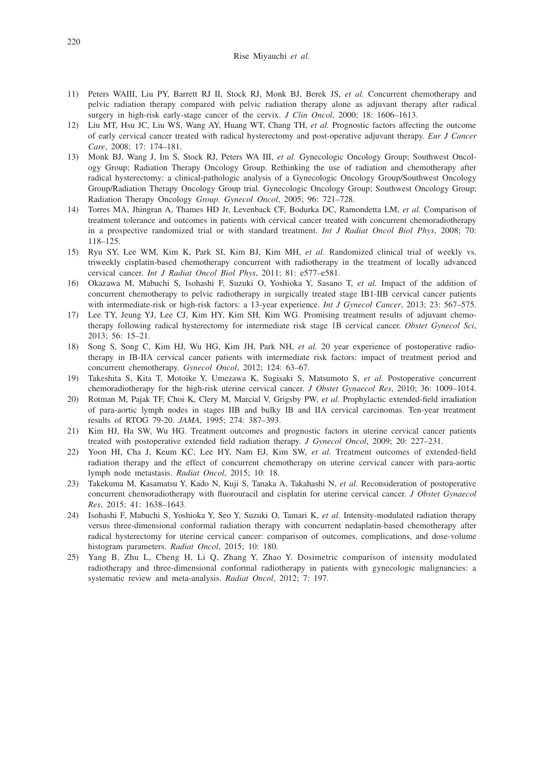11) Peters WAIII, Liu PY, Barrett RJ II, Stock RJ, Monk BJ, Berek JS, *et al.* Concurrent chemotherapy and pelvic radiation therapy compared with pelvic radiation therapy alone as adjuvant therapy after radical surgery in high-risk early-stage cancer of the cervix. *J Clin Oncol*, 2000; 18: 1606–1613.
12) Liu MT, Hsu JC, Liu WS, Wang AY, Huang WT, Chang TH, *et al.* Prognostic factors affecting the outcome of early cervical cancer treated with radical hysterectomy and post-operative adjuvant therapy. *Eur J Cancer Care*, 2008; 17: 174–181.
13) Monk BJ, Wang J, Im S, Stock RJ, Peters WA III, *et al.* Gynecologic Oncology Group; Southwest Oncology Group; Radiation Therapy Oncology Group. Rethinking the use of radiation and chemotherapy after radical hysterectomy: a clinical-pathologic analysis of a Gynecologic Oncology Group/Southwest Oncology Group/Radiation Therapy Oncology Group trial. Gynecologic Oncology Group; Southwest Oncology Group; Radiation Therapy Oncology *Group. Gynecol Oncol*, 2005; 96: 721–728.
14) Torres MA, Jhingran A, Thames HD Jr, Levenback CF, Bodurka DC, Ramondetta LM, *et al.* Comparison of treatment tolerance and outcomes in patients with cervical cancer treated with concurrent chemoradiotherapy in a prospective randomized trial or with standard treatment. *Int J Radiat Oncol Biol Phys*, 2008; 70: 118–125.
15) Ryu SY, Lee WM, Kim K, Park SI, Kim BJ, Kim MH, *et al.* Randomized clinical trial of weekly vs. triweekly cisplatin-based chemotherapy concurrent with radiotherapy in the treatment of locally advanced cervical cancer. *Int J Radiat Oncol Biol Phys*, 2011; 81: e577–e581.
16) Okazawa M, Mabuchi S, Isohashi F, Suzuki O, Yoshioka Y, Sasano T, *et al.* Impact of the addition of concurrent chemotherapy to pelvic radiotherapy in surgically treated stage IB1-IIB cervical cancer patients with intermediate-risk or high-risk factors: a 13-year experience. *Int J Gynecol Cancer*, 2013; 23: 567–575.
17) Lee TY, Jeung YJ, Lee CJ, Kim HY, Kim SH, Kim WG. Promising treatment results of adjuvant chemotherapy following radical hysterectomy for intermediate risk stage 1B cervical cancer. *Obstet Gynecol Sci*, 2013; 56: 15–21.
18) Song S, Song C, Kim HJ, Wu HG, Kim JH, Park NH, *et al.* 20 year experience of postoperative radiotherapy in IB-IIA cervical cancer patients with intermediate risk factors: impact of treatment period and concurrent chemotherapy. *Gynecol Oncol*, 2012; 124: 63–67.
19) Takeshita S, Kita T, Motoike Y, Umezawa K, Sugisaki S, Matsumoto S, *et al.* Postoperative concurrent chemoradiotherapy for the high-risk uterine cervical cancer. *J Obstet Gynaecol Res*, 2010; 36: 1009–1014.
20) Rotman M, Pajak TF, Choi K, Clery M, Marcial V, Grigsby PW, *et al.* Prophylactic extended-field irradiation of para-aortic lymph nodes in stages IIB and bulky IB and IIA cervical carcinomas. Ten-year treatment results of RTOG 79-20. *JAMA*, 1995; 274: 387–393.
21) Kim HJ, Ha SW, Wu HG. Treatment outcomes and prognostic factors in uterine cervical cancer patients treated with postoperative extended field radiation therapy. *J Gynecol Oncol*, 2009; 20: 227–231.
22) Yoon HI, Cha J, Keum KC, Lee HY, Nam EJ, Kim SW, *et al.* Treatment outcomes of extended-field radiation therapy and the effect of concurrent chemotherapy on uterine cervical cancer with para-aortic lymph node metastasis. *Radiat Oncol*, 2015; 10: 18.
23) Takekuma M, Kasamatsu Y, Kado N, Kuji S, Tanaka A, Takahashi N, *et al.* Reconsideration of postoperative concurrent chemoradiotherapy with fluorouracil and cisplatin for uterine cervical cancer. *J Obstet Gynaecol Res*, 2015; 41: 1638–1643.
24) Isohashi F, Mabuchi S, Yoshioka Y, Seo Y, Suzuki O, Tamari K, *et al.* Intensity-modulated radiation therapy versus three-dimensional conformal radiation therapy with concurrent nedaplatin-based chemotherapy after radical hysterectomy for uterine cervical cancer: comparison of outcomes, complications, and dose-volume histogram parameters. *Radiat Oncol*, 2015; 10: 180.
25) Yang B, Zhu L, Cheng H, Li Q, Zhang Y, Zhao Y. Dosimetric comparison of intensity modulated radiotherapy and three-dimensional conformal radiotherapy in patients with gynecologic malignancies: a systematic review and meta-analysis. *Radiat Oncol*, 2012; 7: 197.